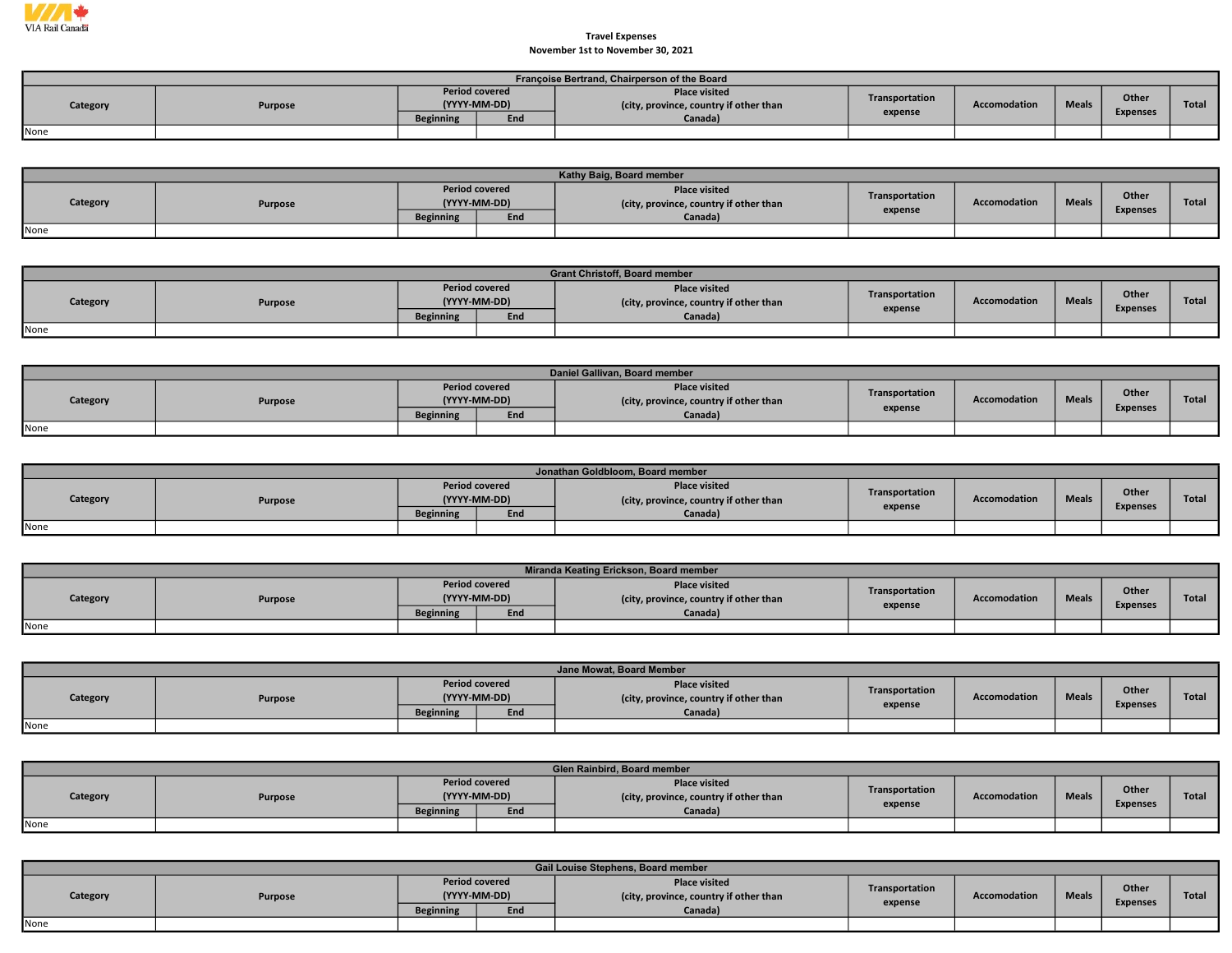VIA Rail Canada

**Travel Expenses**
**November 1st to November 30, 2021**

| Françoise Bertrand, Chairperson of the Board | | | | | | | | | |
|---|---|---|---|---|---|---|---|---|---|
| Category | Purpose | Period covered (YYYY-MM-DD) | | Place visited (city, province, country if other than Canada) | Transportation expense | Accomodation | Meals | Other Expenses | Total |
| | | Beginning | End | | | | | | |
| None | | | | | | | | | |

| Kathy Baig, Board member | | | | | | | | | |
|---|---|---|---|---|---|---|---|---|---|
| Category | Purpose | Period covered (YYYY-MM-DD) | | Place visited (city, province, country if other than Canada) | Transportation expense | Accomodation | Meals | Other Expenses | Total |
| | | Beginning | End | | | | | | |
| None | | | | | | | | | |

| Grant Christoff, Board member | | | | | | | | | |
|---|---|---|---|---|---|---|---|---|---|
| Category | Purpose | Period covered (YYYY-MM-DD) | | Place visited (city, province, country if other than Canada) | Transportation expense | Accomodation | Meals | Other Expenses | Total |
| | | Beginning | End | | | | | | |
| None | | | | | | | | | |

| Daniel Gallivan, Board member | | | | | | | | | |
|---|---|---|---|---|---|---|---|---|---|
| Category | Purpose | Period covered (YYYY-MM-DD) | | Place visited (city, province, country if other than Canada) | Transportation expense | Accomodation | Meals | Other Expenses | Total |
| | | Beginning | End | | | | | | |
| None | | | | | | | | | |

| Jonathan Goldbloom, Board member | | | | | | | | | |
|---|---|---|---|---|---|---|---|---|---|
| Category | Purpose | Period covered (YYYY-MM-DD) | | Place visited (city, province, country if other than Canada) | Transportation expense | Accomodation | Meals | Other Expenses | Total |
| | | Beginning | End | | | | | | |
| None | | | | | | | | | |

| Miranda Keating Erickson, Board member | | | | | | | | | |
|---|---|---|---|---|---|---|---|---|---|
| Category | Purpose | Period covered (YYYY-MM-DD) | | Place visited (city, province, country if other than Canada) | Transportation expense | Accomodation | Meals | Other Expenses | Total |
| | | Beginning | End | | | | | | |
| None | | | | | | | | | |

| Jane Mowat, Board Member | | | | | | | | | |
|---|---|---|---|---|---|---|---|---|---|
| Category | Purpose | Period covered (YYYY-MM-DD) | | Place visited (city, province, country if other than Canada) | Transportation expense | Accomodation | Meals | Other Expenses | Total |
| | | Beginning | End | | | | | | |
| None | | | | | | | | | |

| Glen Rainbird, Board member | | | | | | | | | |
|---|---|---|---|---|---|---|---|---|---|
| Category | Purpose | Period covered (YYYY-MM-DD) | | Place visited (city, province, country if other than Canada) | Transportation expense | Accomodation | Meals | Other Expenses | Total |
| | | Beginning | End | | | | | | |
| None | | | | | | | | | |

| Gail Louise Stephens, Board member | | | | | | | | | |
|---|---|---|---|---|---|---|---|---|---|
| Category | Purpose | Period covered (YYYY-MM-DD) | | Place visited (city, province, country if other than Canada) | Transportation expense | Accomodation | Meals | Other Expenses | Total |
| | | Beginning | End | | | | | | |
| None | | | | | | | | | |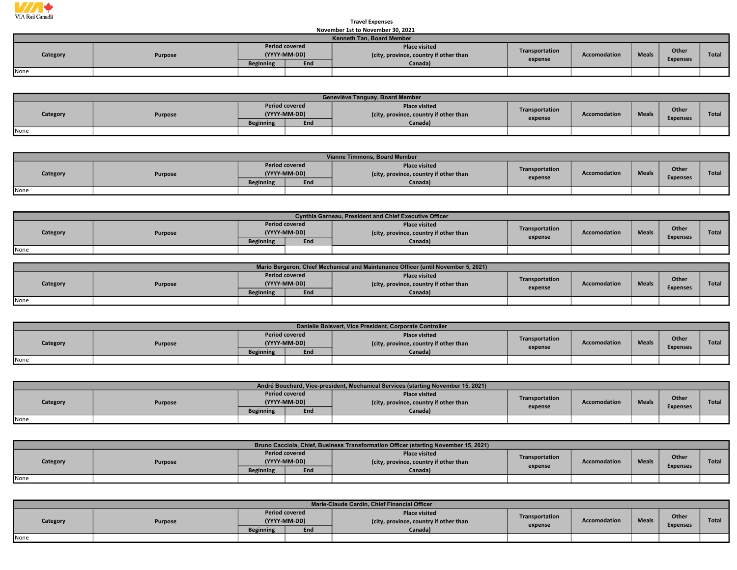VIA Rail Canada

Travel Expenses

November 1st to November 30, 2021

| Kenneth Tan, Board Member | | | | | | | | | |
|---|---|---|---|---|---|---|---|---|---|
| Category | Purpose | Period covered (YYYY-MM-DD) | | Place visited (city, province, country if other than Canada) | Transportation expense | Accomodation | Meals | Other Expenses | Total |
| | | Beginning | End | | | | | | |
| None | | | | | | | | | |

| Geneviève Tanguay, Board Member | | | | | | | | | |
|---|---|---|---|---|---|---|---|---|---|
| Category | Purpose | Period covered (YYYY-MM-DD) | | Place visited (city, province, country if other than Canada) | Transportation expense | Accomodation | Meals | Other Expenses | Total |
| | | Beginning | End | | | | | | |
| None | | | | | | | | | |

| Vianne Timmons, Board Member | | | | | | | | | |
|---|---|---|---|---|---|---|---|---|---|
| Category | Purpose | Period covered (YYYY-MM-DD) | | Place visited (city, province, country if other than Canada) | Transportation expense | Accomodation | Meals | Other Expenses | Total |
| | | Beginning | End | | | | | | |
| None | | | | | | | | | |

| Cynthia Garneau, President and Chief Executive Officer | | | | | | | | | |
|---|---|---|---|---|---|---|---|---|---|
| Category | Purpose | Period covered (YYYY-MM-DD) | | Place visited (city, province, country if other than Canada) | Transportation expense | Accomodation | Meals | Other Expenses | Total |
| | | Beginning | End | | | | | | |
| None | | | | | | | | | |

| Mario Bergeron, Chief Mechanical and Maintenance Officer (until November 5, 2021) | | | | | | | | | |
|---|---|---|---|---|---|---|---|---|---|
| Category | Purpose | Period covered (YYYY-MM-DD) | | Place visited (city, province, country if other than Canada) | Transportation expense | Accomodation | Meals | Other Expenses | Total |
| | | Beginning | End | | | | | | |
| None | | | | | | | | | |

| Danielle Boisvert, Vice President, Corporate Controller | | | | | | | | | |
|---|---|---|---|---|---|---|---|---|---|
| Category | Purpose | Period covered (YYYY-MM-DD) | | Place visited (city, province, country if other than Canada) | Transportation expense | Accomodation | Meals | Other Expenses | Total |
| | | Beginning | End | | | | | | |
| None | | | | | | | | | |

| André Bouchard, Vice-president, Mechanical Services (starting November 15, 2021) | | | | | | | | | |
|---|---|---|---|---|---|---|---|---|---|
| Category | Purpose | Period covered (YYYY-MM-DD) | | Place visited (city, province, country if other than Canada) | Transportation expense | Accomodation | Meals | Other Expenses | Total |
| | | Beginning | End | | | | | | |
| None | | | | | | | | | |

| Bruno Cacciola, Chief, Business Transformation Officer (starting November 15, 2021) | | | | | | | | | |
|---|---|---|---|---|---|---|---|---|---|
| Category | Purpose | Period covered (YYYY-MM-DD) | | Place visited (city, province, country if other than Canada) | Transportation expense | Accomodation | Meals | Other Expenses | Total |
| | | Beginning | End | | | | | | |
| None | | | | | | | | | |

| Marie-Claude Cardin, Chief Financial Officer | | | | | | | | | |
|---|---|---|---|---|---|---|---|---|---|
| Category | Purpose | Period covered (YYYY-MM-DD) | | Place visited (city, province, country if other than Canada) | Transportation expense | Accomodation | Meals | Other Expenses | Total |
| | | Beginning | End | | | | | | |
| None | | | | | | | | | |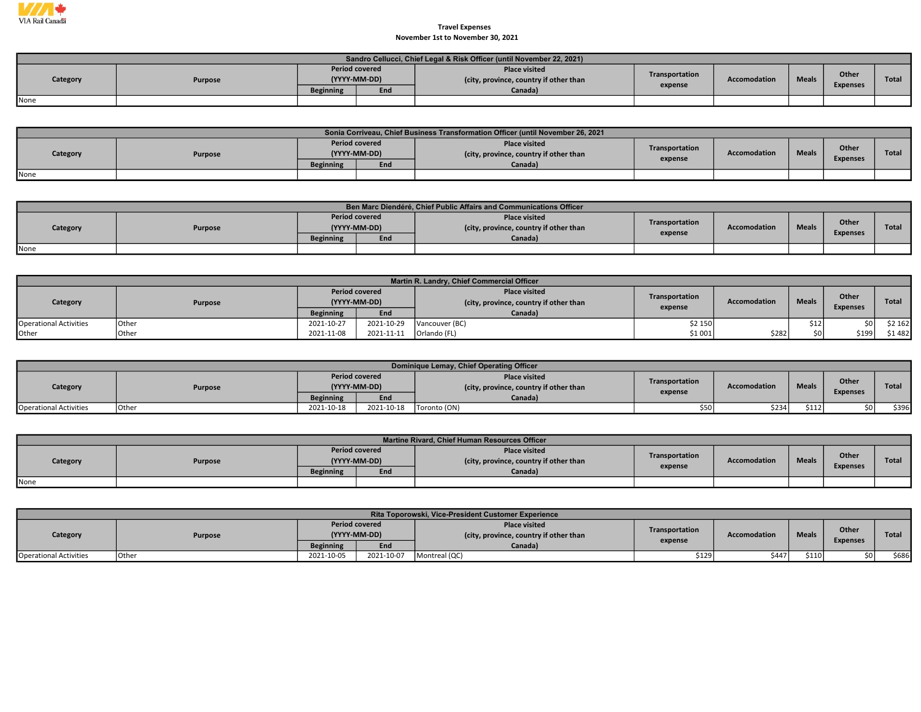VIA Rail Canada

**Travel Expenses**
**November 1st to November 30, 2021**

| Sandro Cellucci, Chief Legal & Risk Officer (until November 22, 2021) | | | | | | | | | |
|---|---|---|---|---|---|---|---|---|---|
| Category | Purpose | Period covered (YYYY-MM-DD) | | Place visited (city, province, country if other than Canada) | Transportation expense | Accomodation | Meals | Other Expenses | Total |
| | | Beginning | End | | | | | | |
| None | | | | | | | | | |

| Sonia Corriveau, Chief Business Transformation Officer (until November 26, 2021) | | | | | | | | | |
|---|---|---|---|---|---|---|---|---|---|
| Category | Purpose | Period covered (YYYY-MM-DD) | | Place visited (city, province, country if other than Canada) | Transportation expense | Accomodation | Meals | Other Expenses | Total |
| | | Beginning | End | | | | | | |
| None | | | | | | | | | |

| Ben Marc Diendéré, Chief Public Affairs and Communications Officer | | | | | | | | | |
|---|---|---|---|---|---|---|---|---|---|
| Category | Purpose | Period covered (YYYY-MM-DD) | | Place visited (city, province, country if other than Canada) | Transportation expense | Accomodation | Meals | Other Expenses | Total |
| | | Beginning | End | | | | | | |
| None | | | | | | | | | |

| Martin R. Landry, Chief Commercial Officer | | | | | | | | | |
|---|---|---|---|---|---|---|---|---|---|
| Category | Purpose | Period covered (YYYY-MM-DD) | | Place visited (city, province, country if other than Canada) | Transportation expense | Accomodation | Meals | Other Expenses | Total |
| | | Beginning | End | | | | | | |
| Operational Activities | Other | 2021-10-27 | 2021-10-29 | Vancouver (BC) | $2 150 | | $12 | $0 | $2 162 |
| Other | Other | 2021-11-08 | 2021-11-11 | Orlando (FL) | $1 001 | $282 | $0 | $199 | $1 482 |

| Dominique Lemay, Chief Operating Officer | | | | | | | | | |
|---|---|---|---|---|---|---|---|---|---|
| Category | Purpose | Period covered (YYYY-MM-DD) | | Place visited (city, province, country if other than Canada) | Transportation expense | Accomodation | Meals | Other Expenses | Total |
| | | Beginning | End | | | | | | |
| Operational Activities | Other | 2021-10-18 | 2021-10-18 | Toronto (ON) | $50 | $234 | $112 | $0 | $396 |

| Martine Rivard, Chief Human Resources Officer | | | | | | | | | |
|---|---|---|---|---|---|---|---|---|---|
| Category | Purpose | Period covered (YYYY-MM-DD) | | Place visited (city, province, country if other than Canada) | Transportation expense | Accomodation | Meals | Other Expenses | Total |
| | | Beginning | End | | | | | | |
| None | | | | | | | | | |

| Rita Toporowski, Vice-President Customer Experience | | | | | | | | | |
|---|---|---|---|---|---|---|---|---|---|
| Category | Purpose | Period covered (YYYY-MM-DD) | | Place visited (city, province, country if other than Canada) | Transportation expense | Accomodation | Meals | Other Expenses | Total |
| | | Beginning | End | | | | | | |
| Operational Activities | Other | 2021-10-05 | 2021-10-07 | Montreal (QC) | $129 | $447 | $110 | $0 | $686 |